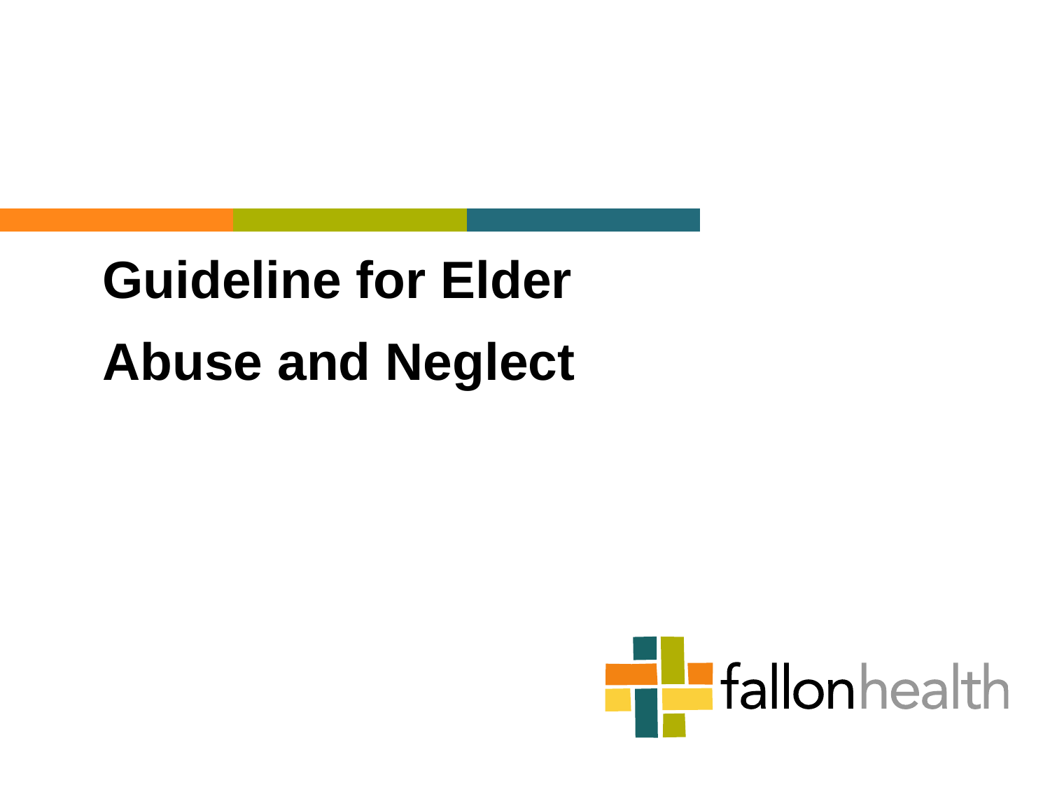# Guideline for Elder Abuse and Neglect

fallonhealth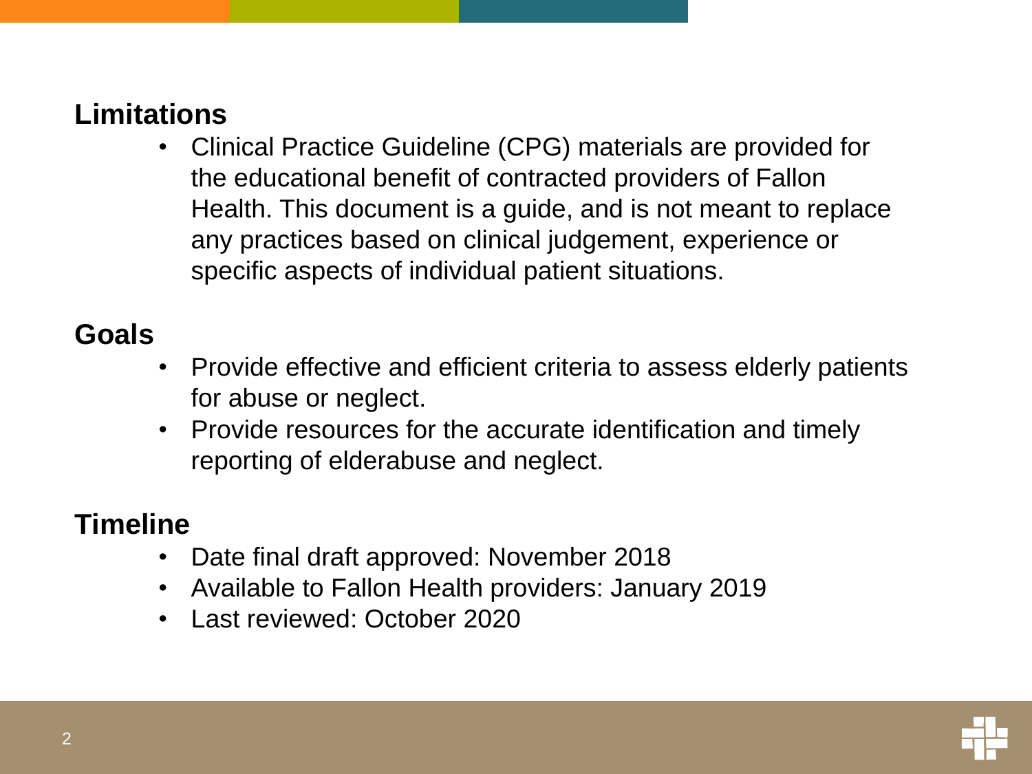## Limitations

- Clinical Practice Guideline (CPG) materials are provided for the educational benefit of contracted providers of Fallon Health. This document is a guide, and is not meant to replace any practices based on clinical judgement, experience or specific aspects of individual patient situations.

## Goals

- Provide effective and efficient criteria to assess elderly patients for abuse or neglect.
- Provide resources for the accurate identification and timely reporting of elderabuse and neglect.

## Timeline

- Date final draft approved: November 2018
- Available to Fallon Health providers: January 2019
- Last reviewed: October 2020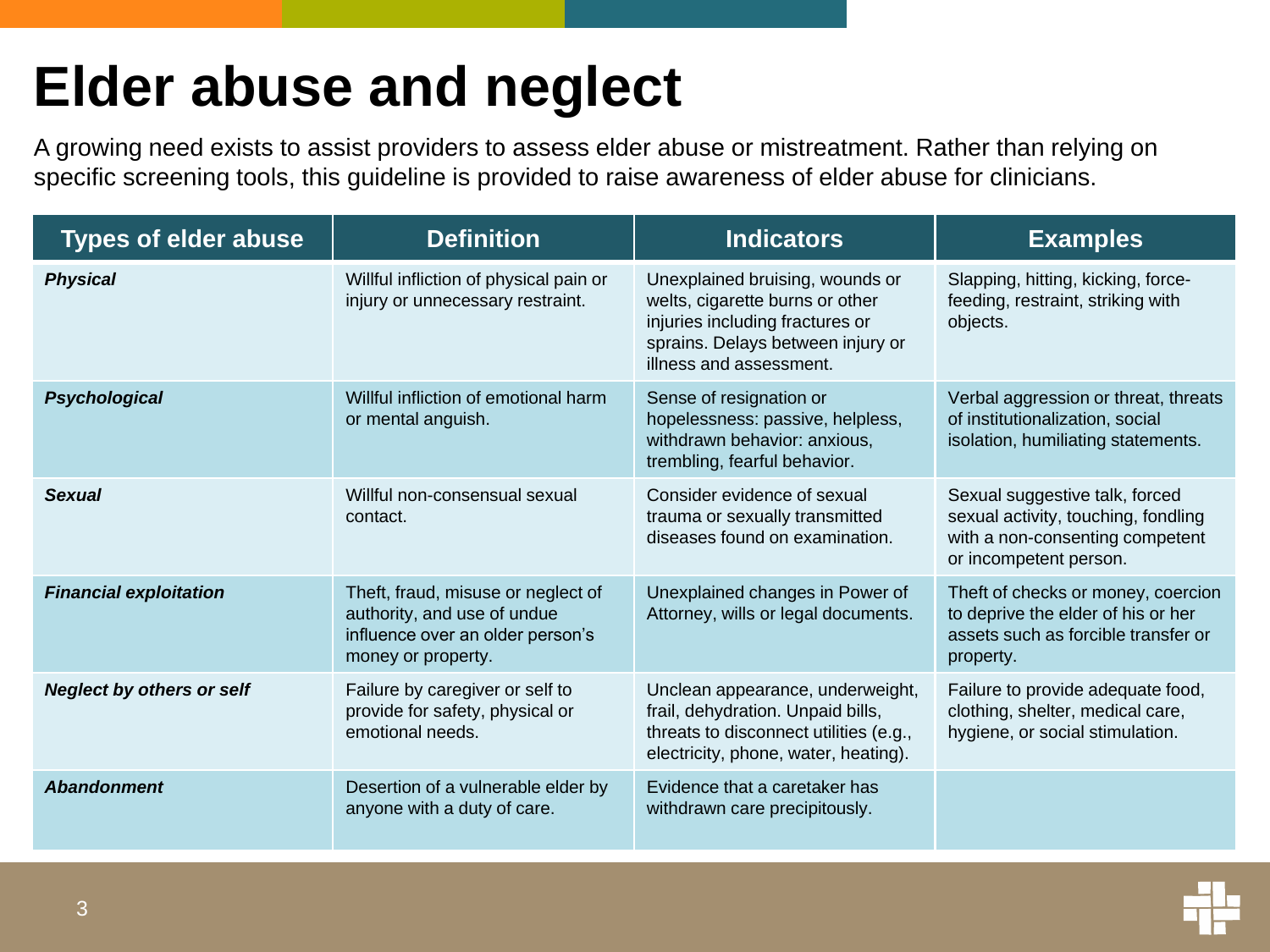# Elder abuse and neglect

A growing need exists to assist providers to assess elder abuse or mistreatment. Rather than relying on specific screening tools, this guideline is provided to raise awareness of elder abuse for clinicians.

| Types of elder abuse | Definition | Indicators | Examples |
|---|---|---|---|
| ***Physical*** | Willful infliction of physical pain or injury or unnecessary restraint. | Unexplained bruising, wounds or welts, cigarette burns or other injuries including fractures or sprains. Delays between injury or illness and assessment. | Slapping, hitting, kicking, force-feeding, restraint, striking with objects. |
| ***Psychological*** | Willful infliction of emotional harm or mental anguish. | Sense of resignation or hopelessness: passive, helpless, withdrawn behavior: anxious, trembling, fearful behavior. | Verbal aggression or threat, threats of institutionalization, social isolation, humiliating statements. |
| ***Sexual*** | Willful non-consensual sexual contact. | Consider evidence of sexual trauma or sexually transmitted diseases found on examination. | Sexual suggestive talk, forced sexual activity, touching, fondling with a non-consenting competent or incompetent person. |
| ***Financial exploitation*** | Theft, fraud, misuse or neglect of authority, and use of undue influence over an older person's money or property. | Unexplained changes in Power of Attorney, wills or legal documents. | Theft of checks or money, coercion to deprive the elder of his or her assets such as forcible transfer or property. |
| ***Neglect by others or self*** | Failure by caregiver or self to provide for safety, physical or emotional needs. | Unclean appearance, underweight, frail, dehydration. Unpaid bills, threats to disconnect utilities (e.g., electricity, phone, water, heating). | Failure to provide adequate food, clothing, shelter, medical care, hygiene, or social stimulation. |
| ***Abandonment*** | Desertion of a vulnerable elder by anyone with a duty of care. | Evidence that a caretaker has withdrawn care precipitously. | |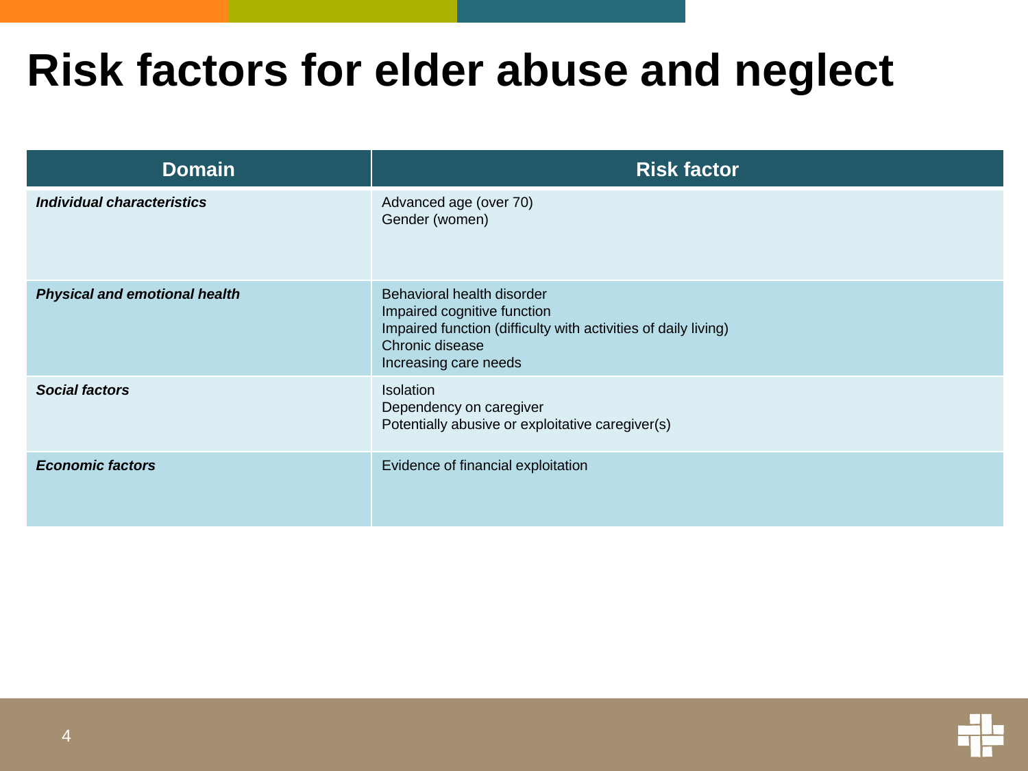# Risk factors for elder abuse and neglect

| Domain | Risk factor |
| --- | --- |
| ***Individual characteristics*** | Advanced age (over 70)<br>Gender (women) |
| ***Physical and emotional health*** | Behavioral health disorder<br>Impaired cognitive function<br>Impaired function (difficulty with activities of daily living)<br>Chronic disease<br>Increasing care needs |
| ***Social factors*** | Isolation<br>Dependency on caregiver<br>Potentially abusive or exploitative caregiver(s) |
| ***Economic factors*** | Evidence of financial exploitation |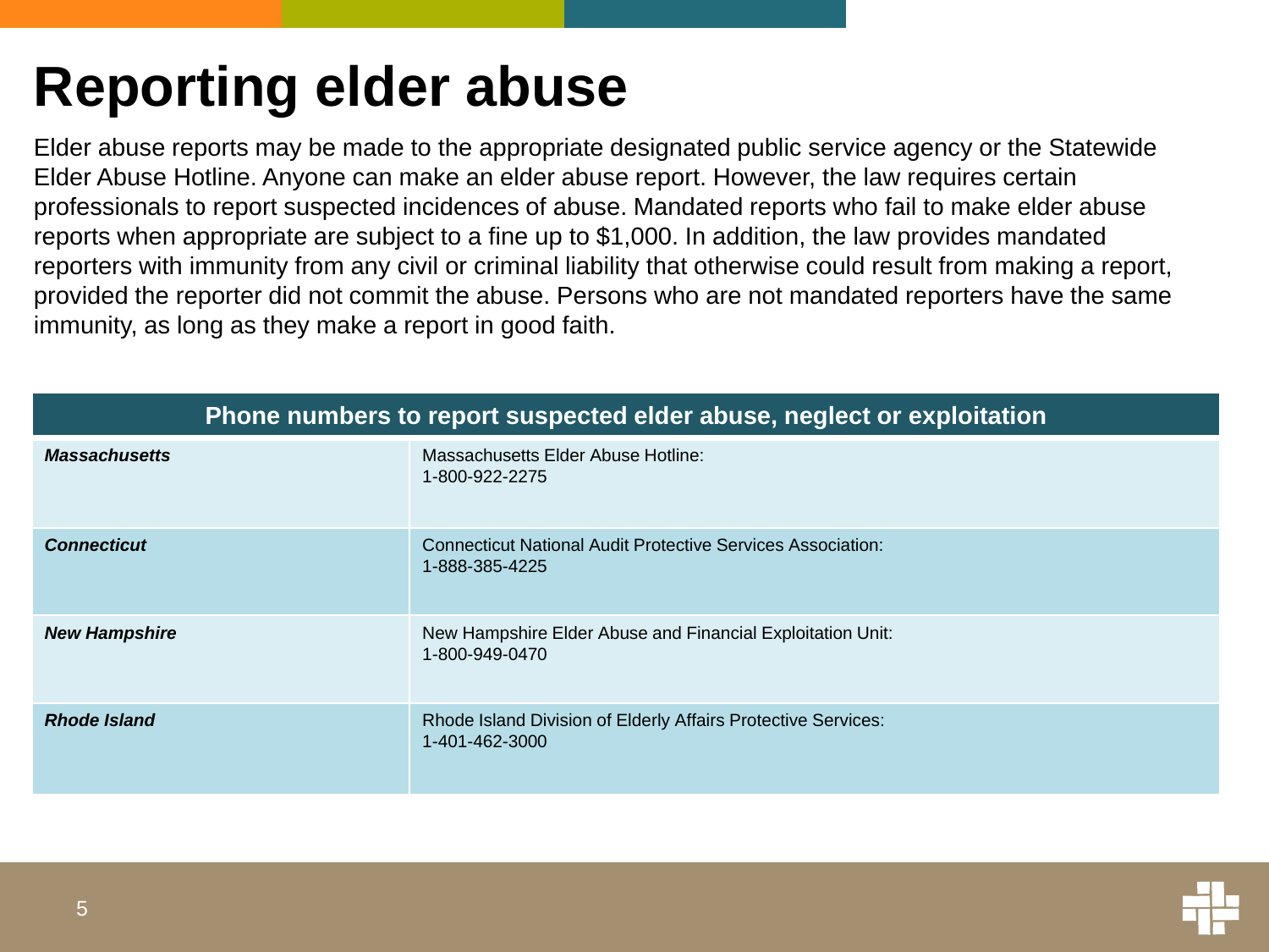# Reporting elder abuse

Elder abuse reports may be made to the appropriate designated public service agency or the Statewide Elder Abuse Hotline. Anyone can make an elder abuse report. However, the law requires certain professionals to report suspected incidences of abuse. Mandated reports who fail to make elder abuse reports when appropriate are subject to a fine up to $1,000. In addition, the law provides mandated reporters with immunity from any civil or criminal liability that otherwise could result from making a report, provided the reporter did not commit the abuse. Persons who are not mandated reporters have the same immunity, as long as they make a report in good faith.

| Phone numbers to report suspected elder abuse, neglect or exploitation | |
|---|---|
| ***Massachusetts*** | Massachusetts Elder Abuse Hotline: 1-800-922-2275 |
| ***Connecticut*** | Connecticut National Audit Protective Services Association: 1-888-385-4225 |
| ***New Hampshire*** | New Hampshire Elder Abuse and Financial Exploitation Unit: 1-800-949-0470 |
| ***Rhode Island*** | Rhode Island Division of Elderly Affairs Protective Services: 1-401-462-3000 |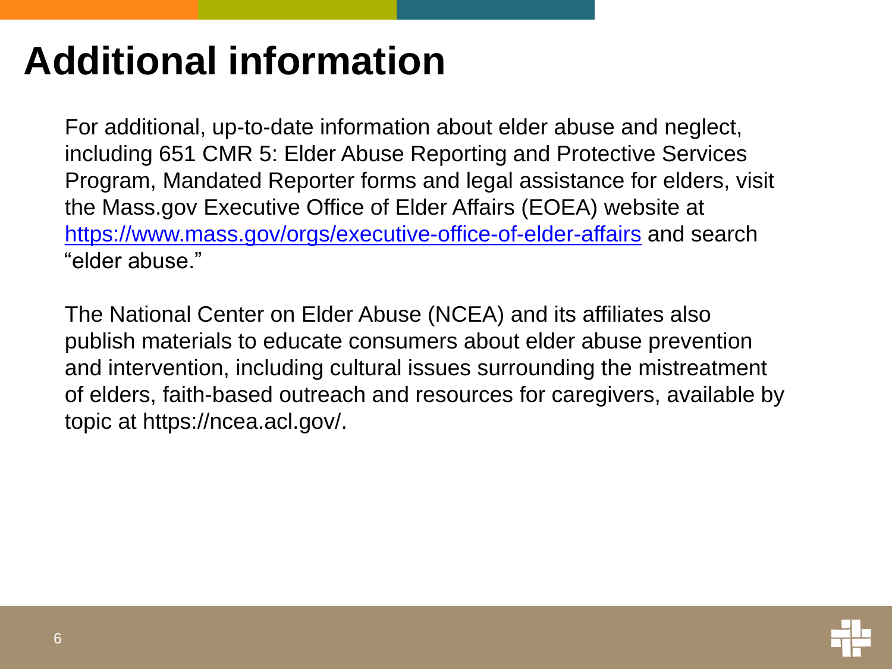# Additional information

For additional, up-to-date information about elder abuse and neglect, including 651 CMR 5: Elder Abuse Reporting and Protective Services Program, Mandated Reporter forms and legal assistance for elders, visit the Mass.gov Executive Office of Elder Affairs (EOEA) website at [https://www.mass.gov/orgs/executive-office-of-elder-affairs](https://www.mass.gov/orgs/executive-office-of-elder-affairs) and search "elder abuse."

The National Center on Elder Abuse (NCEA) and its affiliates also publish materials to educate consumers about elder abuse prevention and intervention, including cultural issues surrounding the mistreatment of elders, faith-based outreach and resources for caregivers, available by topic at https://ncea.acl.gov/.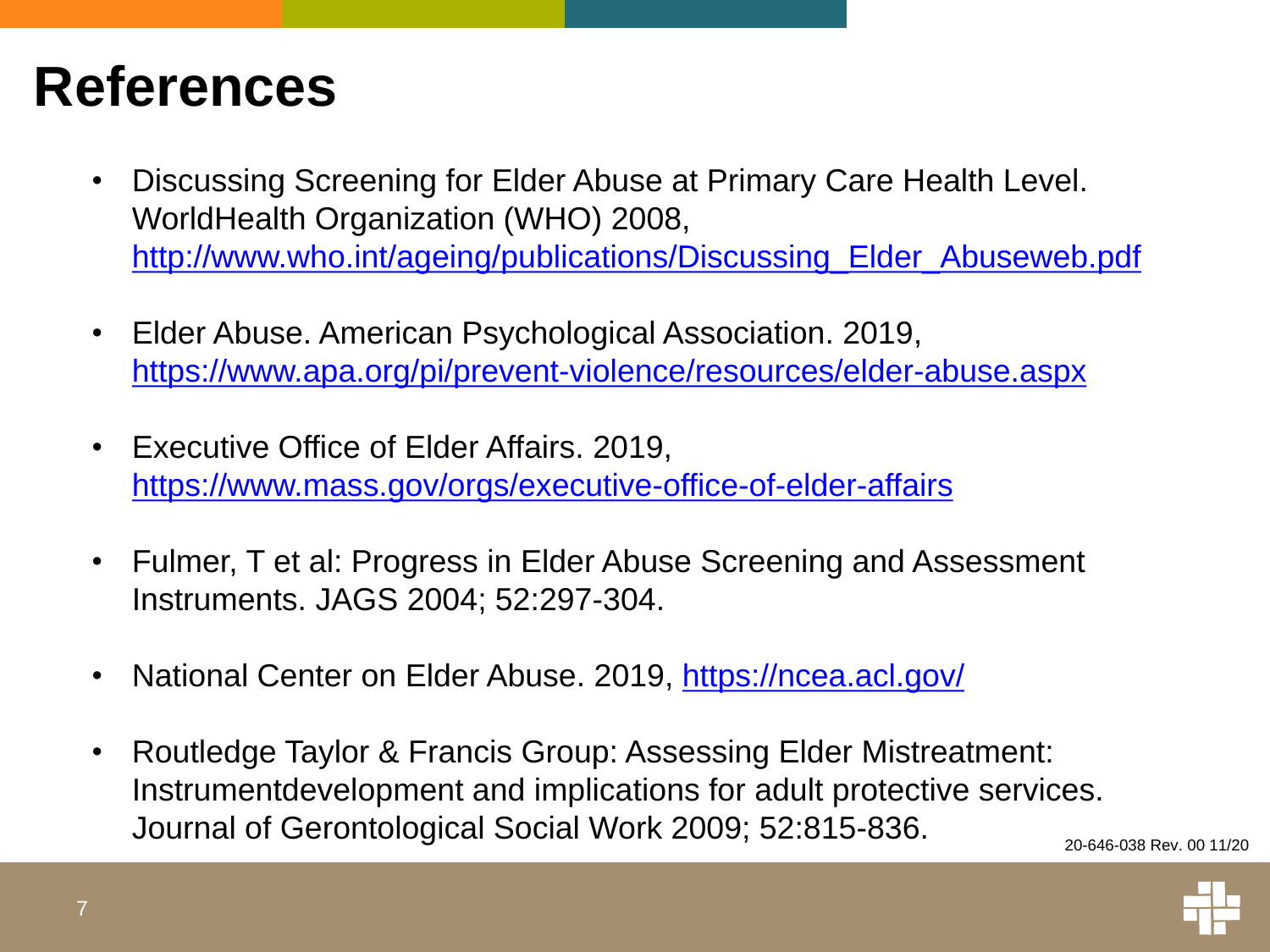# References

- Discussing Screening for Elder Abuse at Primary Care Health Level. WorldHealth Organization (WHO) 2008, http://www.who.int/ageing/publications/Discussing_Elder_Abuseweb.pdf
- Elder Abuse. American Psychological Association. 2019, https://www.apa.org/pi/prevent-violence/resources/elder-abuse.aspx
- Executive Office of Elder Affairs. 2019, https://www.mass.gov/orgs/executive-office-of-elder-affairs
- Fulmer, T et al: Progress in Elder Abuse Screening and Assessment Instruments. JAGS 2004; 52:297-304.
- National Center on Elder Abuse. 2019, https://ncea.acl.gov/
- Routledge Taylor & Francis Group: Assessing Elder Mistreatment: Instrumentdevelopment and implications for adult protective services. Journal of Gerontological Social Work 2009; 52:815-836.

20-646-038 Rev. 00 11/20